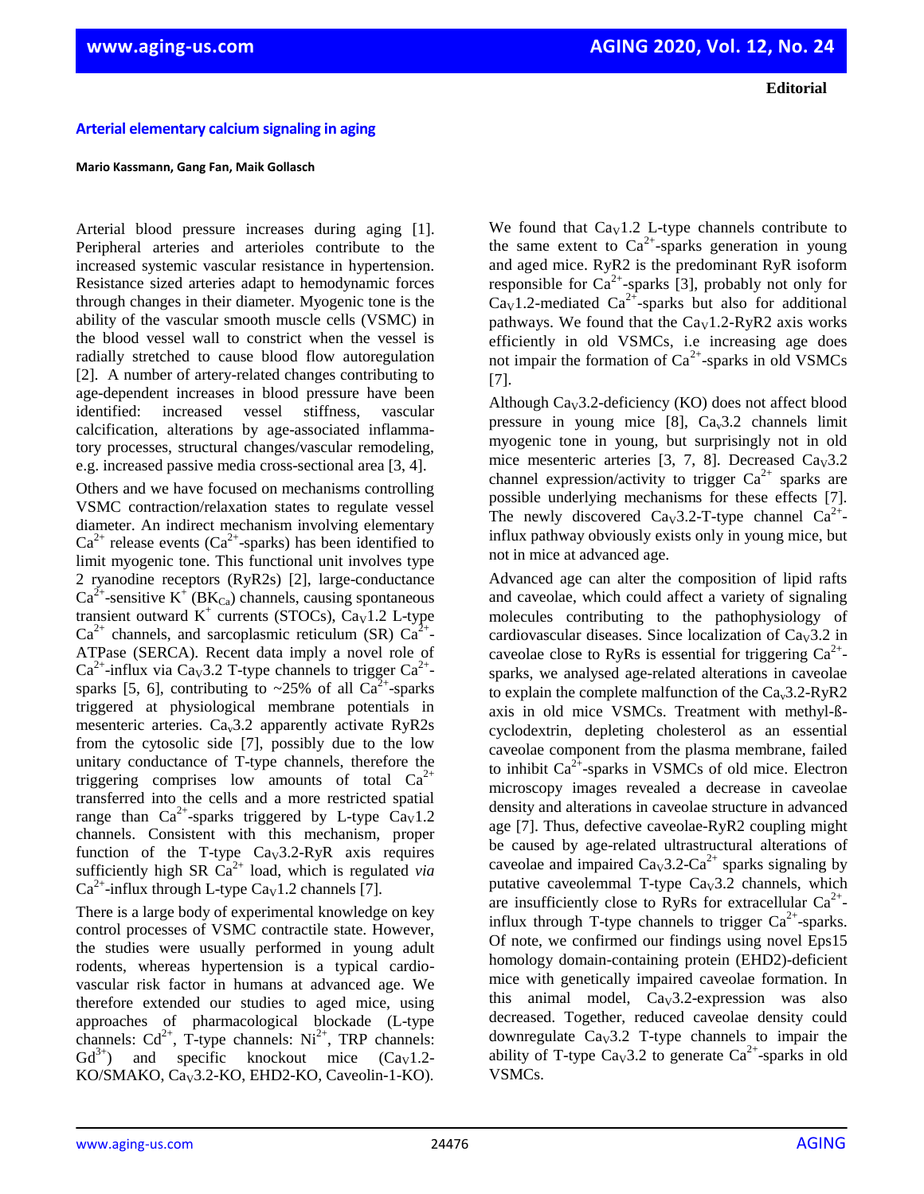**Editorial**

# Arterial elementary calcium signaling in aging

**Mario Kassmann, Gang Fan, Maik Gollasch**

Arterial blood pressure increases during aging [1]. Peripheral arteries and arterioles contribute to the increased systemic vascular resistance in hypertension. Resistance sized arteries adapt to hemodynamic forces through changes in their diameter. Myogenic tone is the ability of the vascular smooth muscle cells (VSMC) in the blood vessel wall to constrict when the vessel is radially stretched to cause blood flow autoregulation [2]. A number of artery-related changes contributing to age-dependent increases in blood pressure have been identified: increased vessel stiffness, vascular calcification, alterations by age-associated inflammatory processes, structural changes/vascular remodeling, e.g. increased passive media cross-sectional area [3, 4].

Others and we have focused on mechanisms controlling VSMC contraction/relaxation states to regulate vessel diameter. An indirect mechanism involving elementary $Ca^{2+}$ release events ($Ca^{2+}$-sparks) has been identified to limit myogenic tone. This functional unit involves type 2 ryanodine receptors (RyR2s) [2], large-conductance $Ca^{2+}$-sensitive $K^+$ ($BK_{Ca}$) channels, causing spontaneous transient outward $K^+$ currents (STOCs), $Ca_V1.2$ L-type $Ca^{2+}$ channels, and sarcoplasmic reticulum (SR) $Ca^{2+}$-ATPase (SERCA). Recent data imply a novel role of $Ca^{2+}$-influx via $Ca_V3.2$ T-type channels to trigger $Ca^{2+}$-sparks [5, 6], contributing to ~25% of all $Ca^{2+}$-sparks triggered at physiological membrane potentials in mesenteric arteries. $Ca_v3.2$ apparently activate RyR2s from the cytosolic side [7], possibly due to the low unitary conductance of T-type channels, therefore the triggering comprises low amounts of total $Ca^{2+}$ transferred into the cells and a more restricted spatial range than $Ca^{2+}$-sparks triggered by L-type $Ca_V1.2$ channels. Consistent with this mechanism, proper function of the T-type $Ca_V3.2$-RyR axis requires sufficiently high SR $Ca^{2+}$ load, which is regulated *via* $Ca^{2+}$-influx through L-type $Ca_V1.2$ channels [7].

There is a large body of experimental knowledge on key control processes of VSMC contractile state. However, the studies were usually performed in young adult rodents, whereas hypertension is a typical cardiovascular risk factor in humans at advanced age. We therefore extended our studies to aged mice, using approaches of pharmacological blockade (L-type channels: $Cd^{2+}$, T-type channels: $Ni^{2+}$, TRP channels: $Gd^{3+}$) and specific knockout mice ($Ca_V1.2$-KO/SMAKO, $Ca_V3.2$-KO, EHD2-KO, Caveolin-1-KO).

We found that $Ca_V1.2$ L-type channels contribute to the same extent to $Ca^{2+}$-sparks generation in young and aged mice. RyR2 is the predominant RyR isoform responsible for $Ca^{2+}$-sparks [3], probably not only for $Ca_V1.2$-mediated $Ca^{2+}$-sparks but also for additional pathways. We found that the $Ca_V1.2$-RyR2 axis works efficiently in old VSMCs, i.e increasing age does not impair the formation of $Ca^{2+}$-sparks in old VSMCs [7].

Although $Ca_V3.2$-deficiency (KO) does not affect blood pressure in young mice [8], $Ca_v3.2$ channels limit myogenic tone in young, but surprisingly not in old mice mesenteric arteries [3, 7, 8]. Decreased $Ca_V3.2$ channel expression/activity to trigger $Ca^{2+}$ sparks are possible underlying mechanisms for these effects [7]. The newly discovered $Ca_V3.2$-T-type channel $Ca^{2+}$-influx pathway obviously exists only in young mice, but not in mice at advanced age.

Advanced age can alter the composition of lipid rafts and caveolae, which could affect a variety of signaling molecules contributing to the pathophysiology of cardiovascular diseases. Since localization of $Ca_V3.2$ in caveolae close to RyRs is essential for triggering $Ca^{2+}$-sparks, we analysed age-related alterations in caveolae to explain the complete malfunction of the $Ca_v3.2$-RyR2 axis in old mice VSMCs. Treatment with methyl-ß-cyclodextrin, depleting cholesterol as an essential caveolae component from the plasma membrane, failed to inhibit $Ca^{2+}$-sparks in VSMCs of old mice. Electron microscopy images revealed a decrease in caveolae density and alterations in caveolae structure in advanced age [7]. Thus, defective caveolae-RyR2 coupling might be caused by age-related ultrastructural alterations of caveolae and impaired $Ca_V3.2$-$Ca^{2+}$ sparks signaling by putative caveolemmal T-type $Ca_V3.2$ channels, which are insufficiently close to RyRs for extracellular $Ca^{2+}$-influx through T-type channels to trigger $Ca^{2+}$-sparks. Of note, we confirmed our findings using novel Eps15 homology domain-containing protein (EHD2)-deficient mice with genetically impaired caveolae formation. In this animal model, $Ca_V3.2$-expression was also decreased. Together, reduced caveolae density could downregulate $Ca_V3.2$ T-type channels to impair the ability of T-type $Ca_V3.2$ to generate $Ca^{2+}$-sparks in old VSMCs.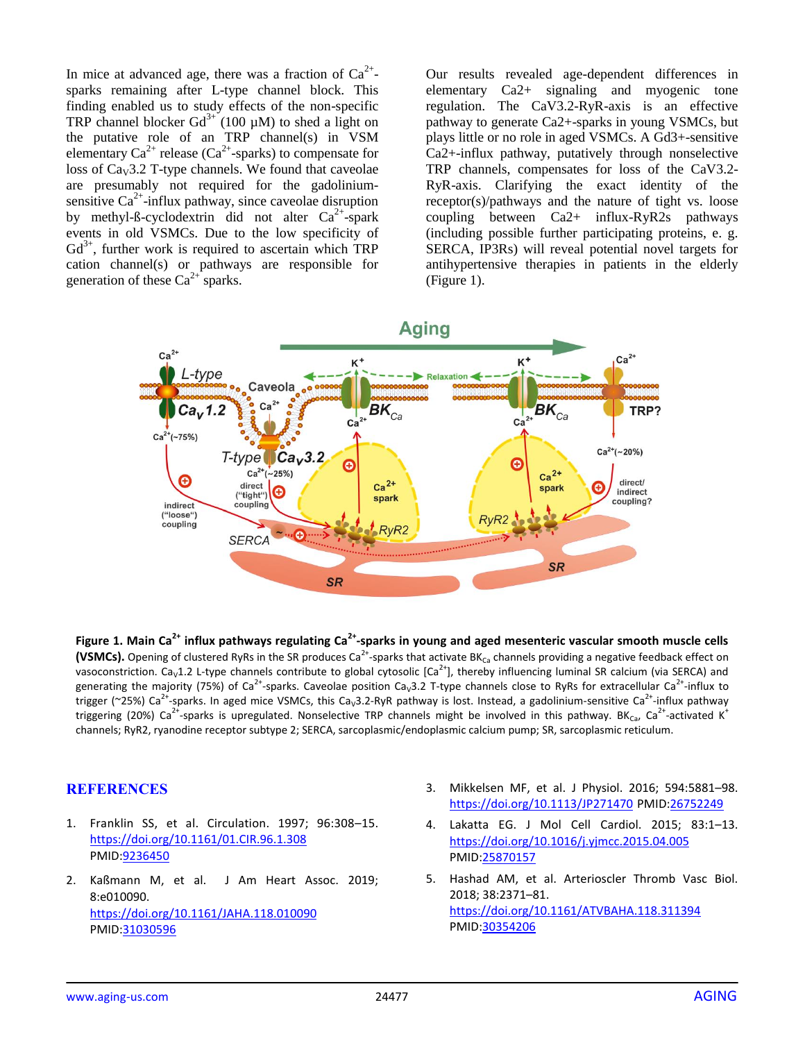In mice at advanced age, there was a fraction of $Ca^{2+}$-sparks remaining after L-type channel block. This finding enabled us to study effects of the non-specific TRP channel blocker $Gd^{3+}$ (100 µM) to shed a light on the putative role of an TRP channel(s) in VSM elementary $Ca^{2+}$ release ($Ca^{2+}$-sparks) to compensate for loss of $Ca_V3.2$ T-type channels. We found that caveolae are presumably not required for the gadolinium-sensitive $Ca^{2+}$-influx pathway, since caveolae disruption by methyl-ß-cyclodextrin did not alter $Ca^{2+}$-spark events in old VSMCs. Due to the low specificity of $Gd^{3+}$, further work is required to ascertain which TRP cation channel(s) or pathways are responsible for generation of these $Ca^{2+}$ sparks.

Our results revealed age-dependent differences in elementary Ca2+ signaling and myogenic tone regulation. The CaV3.2-RyR-axis is an effective pathway to generate Ca2+-sparks in young VSMCs, but plays little or no role in aged VSMCs. A Gd3+-sensitive Ca2+-influx pathway, putatively through nonselective TRP channels, compensates for loss of the CaV3.2-RyR-axis. Clarifying the exact identity of the receptor(s)/pathways and the nature of tight vs. loose coupling between Ca2+ influx-RyR2s pathways (including possible further participating proteins, e. g. SERCA, IP3Rs) will reveal potential novel targets for antihypertensive therapies in patients in the elderly (Figure 1).

**Figure 1. Main $Ca^{2+}$ influx pathways regulating $Ca^{2+}$-sparks in young and aged mesenteric vascular smooth muscle cells (VSMCs).** Opening of clustered RyRs in the SR produces $Ca^{2+}$-sparks that activate $BK_{Ca}$ channels providing a negative feedback effect on vasoconstriction. $Ca_V1.2$ L-type channels contribute to global cytosolic $[Ca^{2+}]$, thereby influencing luminal SR calcium (via SERCA) and generating the majority (75%) of $Ca^{2+}$-sparks. Caveolae position $Ca_V3.2$ T-type channels close to RyRs for extracellular $Ca^{2+}$-influx to trigger (~25%) $Ca^{2+}$-sparks. In aged mice VSMCs, this $Ca_V3.2$-RyR pathway is lost. Instead, a gadolinium-sensitive $Ca^{2+}$-influx pathway triggering (20%) $Ca^{2+}$-sparks is upregulated. Nonselective TRP channels might be involved in this pathway. $BK_{Ca}$, $Ca^{2+}$-activated $K^+$ channels; RyR2, ryanodine receptor subtype 2; SERCA, sarcoplasmic/endoplasmic calcium pump; SR, sarcoplasmic reticulum.

## REFERENCES

1. Franklin SS, et al. Circulation. 1997; 96:308–15. https://doi.org/10.1161/01.CIR.96.1.308 PMID:9236450
2. Kaßmann M, et al. J Am Heart Assoc. 2019; 8:e010090. https://doi.org/10.1161/JAHA.118.010090 PMID:31030596
3. Mikkelsen MF, et al. J Physiol. 2016; 594:5881–98. https://doi.org/10.1113/JP271470 PMID:26752249
4. Lakatta EG. J Mol Cell Cardiol. 2015; 83:1–13. https://doi.org/10.1016/j.yjmcc.2015.04.005 PMID:25870157
5. Hashad AM, et al. Arterioscler Thromb Vasc Biol. 2018; 38:2371–81. https://doi.org/10.1161/ATVBAHA.118.311394 PMID:30354206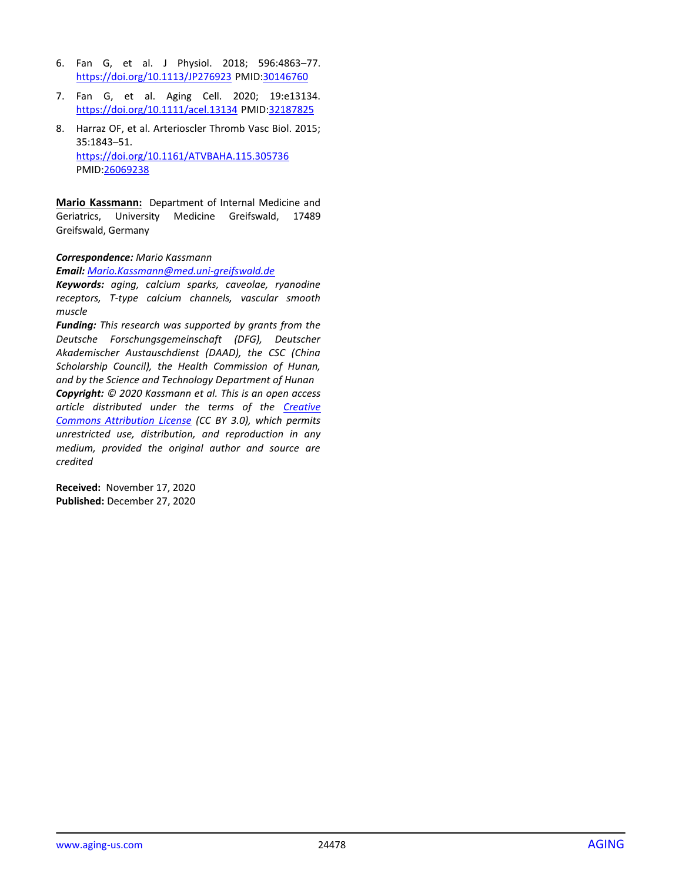6. Fan G, et al. J Physiol. 2018; 596:4863–77. https://doi.org/10.1113/JP276923 PMID:30146760
7. Fan G, et al. Aging Cell. 2020; 19:e13134. https://doi.org/10.1111/acel.13134 PMID:32187825
8. Harraz OF, et al. Arterioscler Thromb Vasc Biol. 2015; 35:1843–51. https://doi.org/10.1161/ATVBAHA.115.305736 PMID:26069238

**Mario Kassmann:** Department of Internal Medicine and Geriatrics, University Medicine Greifswald, 17489 Greifswald, Germany

***Correspondence:*** *Mario Kassmann*
***Email:*** *Mario.Kassmann@med.uni-greifswald.de*
***Keywords:*** *aging, calcium sparks, caveolae, ryanodine receptors, T-type calcium channels, vascular smooth muscle*
***Funding:*** *This research was supported by grants from the Deutsche Forschungsgemeinschaft (DFG), Deutscher Akademischer Austauschdienst (DAAD), the CSC (China Scholarship Council), the Health Commission of Hunan, and by the Science and Technology Department of Hunan*
***Copyright:*** *© 2020 Kassmann et al. This is an open access article distributed under the terms of the Creative Commons Attribution License (CC BY 3.0), which permits unrestricted use, distribution, and reproduction in any medium, provided the original author and source are credited*

**Received:** November 17, 2020
**Published:** December 27, 2020